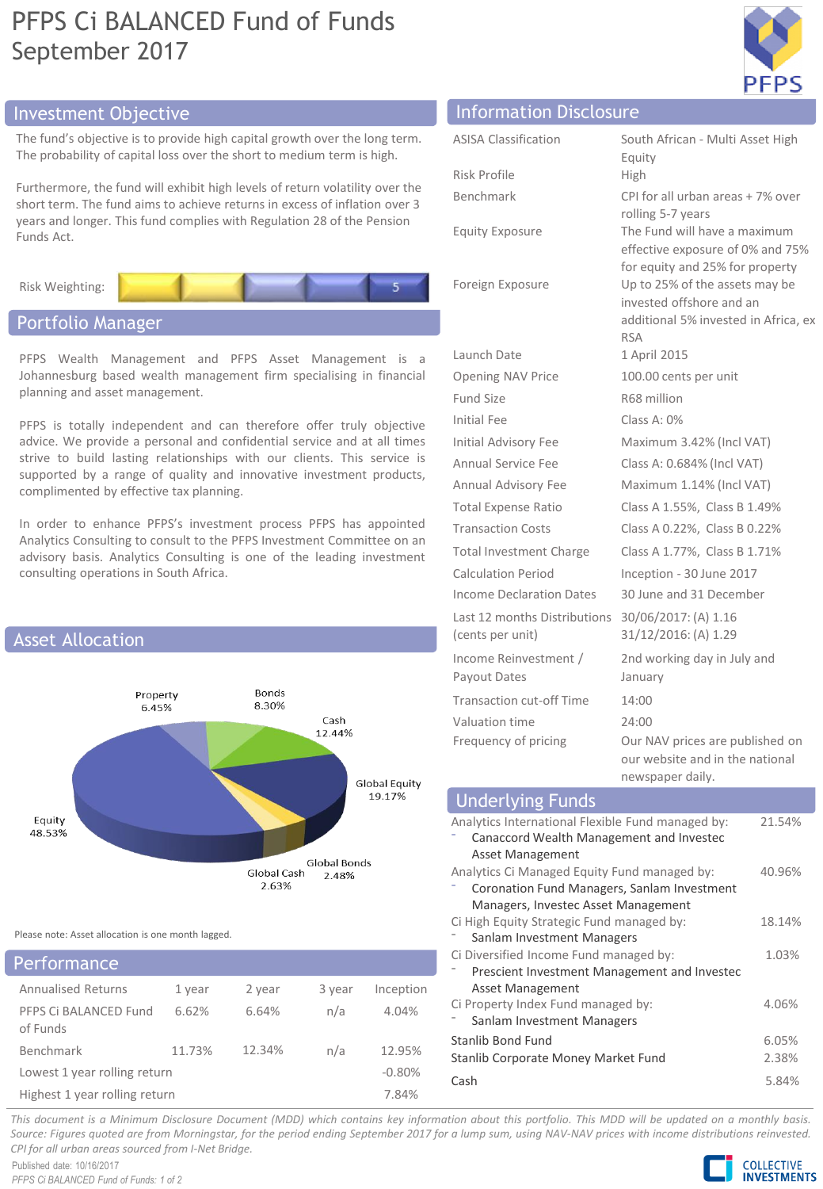# PFPS Ci BALANCED Fund of Funds
September 2017

## Investment Objective

The fund's objective is to provide high capital growth over the long term. The probability of capital loss over the short to medium term is high.

Furthermore, the fund will exhibit high levels of return volatility over the short term. The fund aims to achieve returns in excess of inflation over 3 years and longer. This fund complies with Regulation 28 of the Pension Funds Act.

Risk Weighting: 5

## Portfolio Manager

PFPS Wealth Management and PFPS Asset Management is a Johannesburg based wealth management firm specialising in financial planning and asset management.

PFPS is totally independent and can therefore offer truly objective advice. We provide a personal and confidential service and at all times strive to build lasting relationships with our clients. This service is supported by a range of quality and innovative investment products, complimented by effective tax planning.

In order to enhance PFPS's investment process PFPS has appointed Analytics Consulting to consult to the PFPS Investment Committee on an advisory basis. Analytics Consulting is one of the leading investment consulting operations in South Africa.

## Asset Allocation

| Asset | % |
|---|---|
| Equity | 48.53% |
| Global Equity | 19.17% |
| Cash | 12.44% |
| Bonds | 8.30% |
| Property | 6.45% |
| Global Cash | 2.63% |
| Global Bonds | 2.48% |

Please note: Asset allocation is one month lagged.

## Performance

| Annualised Returns | 1 year | 2 year | 3 year | Inception |
|---|---|---|---|---|
| PFPS Ci BALANCED Fund of Funds | 6.62% | 6.64% | n/a | 4.04% |
| Benchmark | 11.73% | 12.34% | n/a | 12.95% |
| Lowest 1 year rolling return | | | | -0.80% |
| Highest 1 year rolling return | | | | 7.84% |

## Information Disclosure

| | |
|---|---|
| ASISA Classification | South African - Multi Asset High Equity |
| Risk Profile | High |
| Benchmark | CPI for all urban areas + 7% over rolling 5-7 years |
| Equity Exposure | The Fund will have a maximum effective exposure of 0% and 75% for equity and 25% for property |
| Foreign Exposure | Up to 25% of the assets may be invested offshore and an additional 5% invested in Africa, ex RSA |
| Launch Date | 1 April 2015 |
| Opening NAV Price | 100.00 cents per unit |
| Fund Size | R68 million |
| Initial Fee | Class A: 0% |
| Initial Advisory Fee | Maximum 3.42% (Incl VAT) |
| Annual Service Fee | Class A: 0.684% (Incl VAT) |
| Annual Advisory Fee | Maximum 1.14% (Incl VAT) |
| Total Expense Ratio | Class A 1.55%, Class B 1.49% |
| Transaction Costs | Class A 0.22%, Class B 0.22% |
| Total Investment Charge | Class A 1.77%, Class B 1.71% |
| Calculation Period | Inception - 30 June 2017 |
| Income Declaration Dates | 30 June and 31 December |
| Last 12 months Distributions (cents per unit) | 30/06/2017: (A) 1.16<br>31/12/2016: (A) 1.29 |
| Income Reinvestment / Payout Dates | 2nd working day in July and January |
| Transaction cut-off Time | 14:00 |
| Valuation time | 24:00 |
| Frequency of pricing | Our NAV prices are published on our website and in the national newspaper daily. |

## Underlying Funds

| Fund | % |
|---|---|
| Analytics International Flexible Fund managed by:<br>- Canaccord Wealth Management and Investec Asset Management | 21.54% |
| Analytics Ci Managed Equity Fund managed by:<br>- Coronation Fund Managers, Sanlam Investment Managers, Investec Asset Management | 40.96% |
| Ci High Equity Strategic Fund managed by:<br>- Sanlam Investment Managers | 18.14% |
| Ci Diversified Income Fund managed by:<br>- Prescient Investment Management and Investec Asset Management | 1.03% |
| Ci Property Index Fund managed by:<br>- Sanlam Investment Managers | 4.06% |
| Stanlib Bond Fund | 6.05% |
| Stanlib Corporate Money Market Fund | 2.38% |
| Cash | 5.84% |

*This document is a Minimum Disclosure Document (MDD) which contains key information about this portfolio. This MDD will be updated on a monthly basis. Source: Figures quoted are from Morningstar, for the period ending September 2017 for a lump sum, using NAV-NAV prices with income distributions reinvested. CPI for all urban areas sourced from I-Net Bridge.*

Published date: 10/16/2017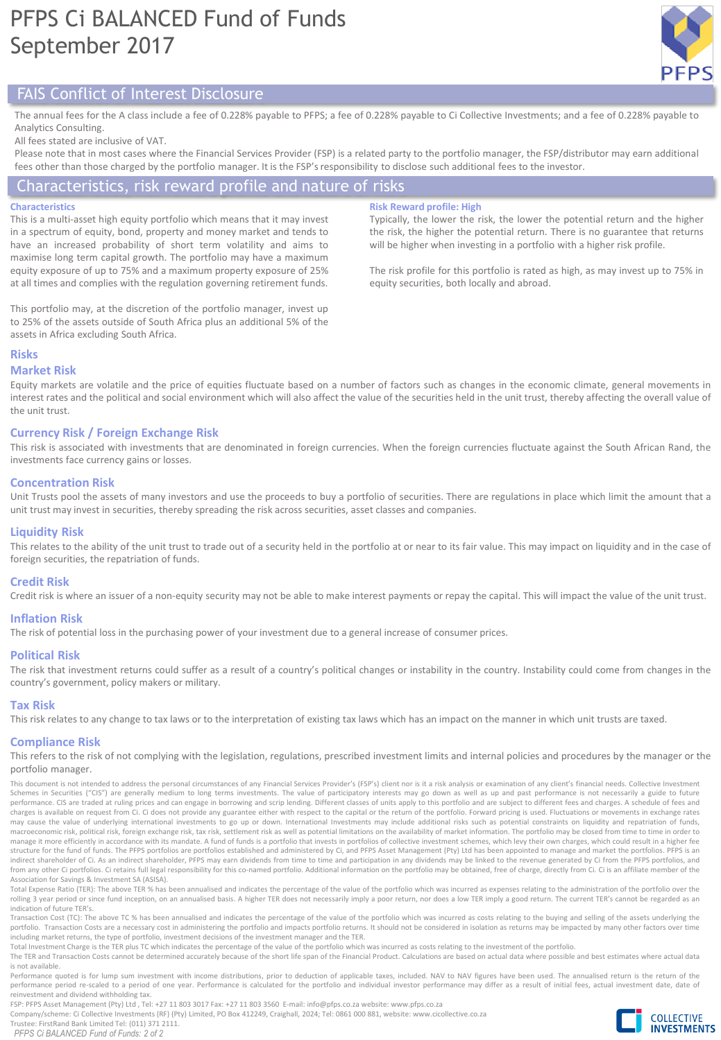# PFPS Ci BALANCED Fund of Funds
# September 2017

## FAIS Conflict of Interest Disclosure

The annual fees for the A class include a fee of 0.228% payable to PFPS; a fee of 0.228% payable to Ci Collective Investments; and a fee of 0.228% payable to Analytics Consulting.

All fees stated are inclusive of VAT.

Please note that in most cases where the Financial Services Provider (FSP) is a related party to the portfolio manager, the FSP/distributor may earn additional fees other than those charged by the portfolio manager. It is the FSP's responsibility to disclose such additional fees to the investor.

## Characteristics, risk reward profile and nature of risks

### Characteristics

This is a multi-asset high equity portfolio which means that it may invest in a spectrum of equity, bond, property and money market and tends to have an increased probability of short term volatility and aims to maximise long term capital growth. The portfolio may have a maximum equity exposure of up to 75% and a maximum property exposure of 25% at all times and complies with the regulation governing retirement funds.

This portfolio may, at the discretion of the portfolio manager, invest up to 25% of the assets outside of South Africa plus an additional 5% of the assets in Africa excluding South Africa.

### Risk Reward profile: High

Typically, the lower the risk, the lower the potential return and the higher the risk, the higher the potential return. There is no guarantee that returns will be higher when investing in a portfolio with a higher risk profile.

The risk profile for this portfolio is rated as high, as may invest up to 75% in equity securities, both locally and abroad.

### Risks

### Market Risk

Equity markets are volatile and the price of equities fluctuate based on a number of factors such as changes in the economic climate, general movements in interest rates and the political and social environment which will also affect the value of the securities held in the unit trust, thereby affecting the overall value of the unit trust.

### Currency Risk / Foreign Exchange Risk

This risk is associated with investments that are denominated in foreign currencies. When the foreign currencies fluctuate against the South African Rand, the investments face currency gains or losses.

### Concentration Risk

Unit Trusts pool the assets of many investors and use the proceeds to buy a portfolio of securities. There are regulations in place which limit the amount that a unit trust may invest in securities, thereby spreading the risk across securities, asset classes and companies.

### Liquidity Risk

This relates to the ability of the unit trust to trade out of a security held in the portfolio at or near to its fair value. This may impact on liquidity and in the case of foreign securities, the repatriation of funds.

### Credit Risk

Credit risk is where an issuer of a non-equity security may not be able to make interest payments or repay the capital. This will impact the value of the unit trust.

### Inflation Risk

The risk of potential loss in the purchasing power of your investment due to a general increase of consumer prices.

### Political Risk

The risk that investment returns could suffer as a result of a country's political changes or instability in the country. Instability could come from changes in the country's government, policy makers or military.

### Tax Risk

This risk relates to any change to tax laws or to the interpretation of existing tax laws which has an impact on the manner in which unit trusts are taxed.

### Compliance Risk

This refers to the risk of not complying with the legislation, regulations, prescribed investment limits and internal policies and procedures by the manager or the portfolio manager.

This document is not intended to address the personal circumstances of any Financial Services Provider's (FSP's) client nor is it a risk analysis or examination of any client's financial needs. Collective Investment Schemes in Securities ("CIS") are generally medium to long terms investments. The value of participatory interests may go down as well as up and past performance is not necessarily a guide to future performance. CIS are traded at ruling prices and can engage in borrowing and scrip lending. Different classes of units apply to this portfolio and are subject to different fees and charges. A schedule of fees and charges is available on request from Ci. Ci does not provide any guarantee either with respect to the capital or the return of the portfolio. Forward pricing is used. Fluctuations or movements in exchange rates may cause the value of underlying international investments to go up or down. International Investments may include additional risks such as potential constraints on liquidity and repatriation of funds, macroeconomic risk, political risk, foreign exchange risk, tax risk, settlement risk as well as potential limitations on the availability of market information. The portfolio may be closed from time to time in order to manage it more efficiently in accordance with its mandate. A fund of funds is a portfolio that invests in portfolios of collective investment schemes, which levy their own charges, which could result in a higher fee structure for the fund of funds. The PFPS portfolios are portfolios established and administered by Ci, and PFPS Asset Management (Pty) Ltd has been appointed to manage and market the portfolios. PFPS is an indirect shareholder of Ci. As an indirect shareholder, PFPS may earn dividends from time to time and participation in any dividends may be linked to the revenue generated by Ci from the PFPS portfolios, and from any other Ci portfolios. Ci retains full legal responsibility for this co-named portfolio. Additional information on the portfolio may be obtained, free of charge, directly from Ci. Ci is an affiliate member of the Association for Savings & Investment SA (ASISA).

Total Expense Ratio (TER): The above TER % has been annualised and indicates the percentage of the value of the portfolio which was incurred as expenses relating to the administration of the portfolio over the rolling 3 year period or since fund inception, on an annualised basis. A higher TER does not necessarily imply a poor return, nor does a low TER imply a good return. The current TER's cannot be regarded as an indication of future TER's.

Transaction Cost (TC): The above TC % has been annualised and indicates the percentage of the value of the portfolio which was incurred as costs relating to the buying and selling of the assets underlying the portfolio. Transaction Costs are a necessary cost in administering the portfolio and impacts portfolio returns. It should not be considered in isolation as returns may be impacted by many other factors over time including market returns, the type of portfolio, investment decisions of the investment manager and the TER.

Total Investment Charge is the TER plus TC which indicates the percentage of the value of the portfolio which was incurred as costs relating to the investment of the portfolio.

The TER and Transaction Costs cannot be determined accurately because of the short life span of the Financial Product. Calculations are based on actual data where possible and best estimates where actual data is not available.

Performance quoted is for lump sum investment with income distributions, prior to deduction of applicable taxes, included. NAV to NAV figures have been used. The annualised return is the return of the performance period re-scaled to a period of one year. Performance is calculated for the portfolio and individual investor performance may differ as a result of initial fees, actual investment date, date of reinvestment and dividend withholding tax.

FSP: PFPS Asset Management (Pty) Ltd , Tel: +27 11 803 3017 Fax: +27 11 803 3560 E-mail: info@pfps.co.za website: www.pfps.co.za

Company/scheme: Ci Collective Investments (RF) (Pty) Limited, PO Box 412249, Craighall, 2024; Tel: 0861 000 881, website: www.cicollective.co.za

Trustee: FirstRand Bank Limited Tel: (011) 371 2111.